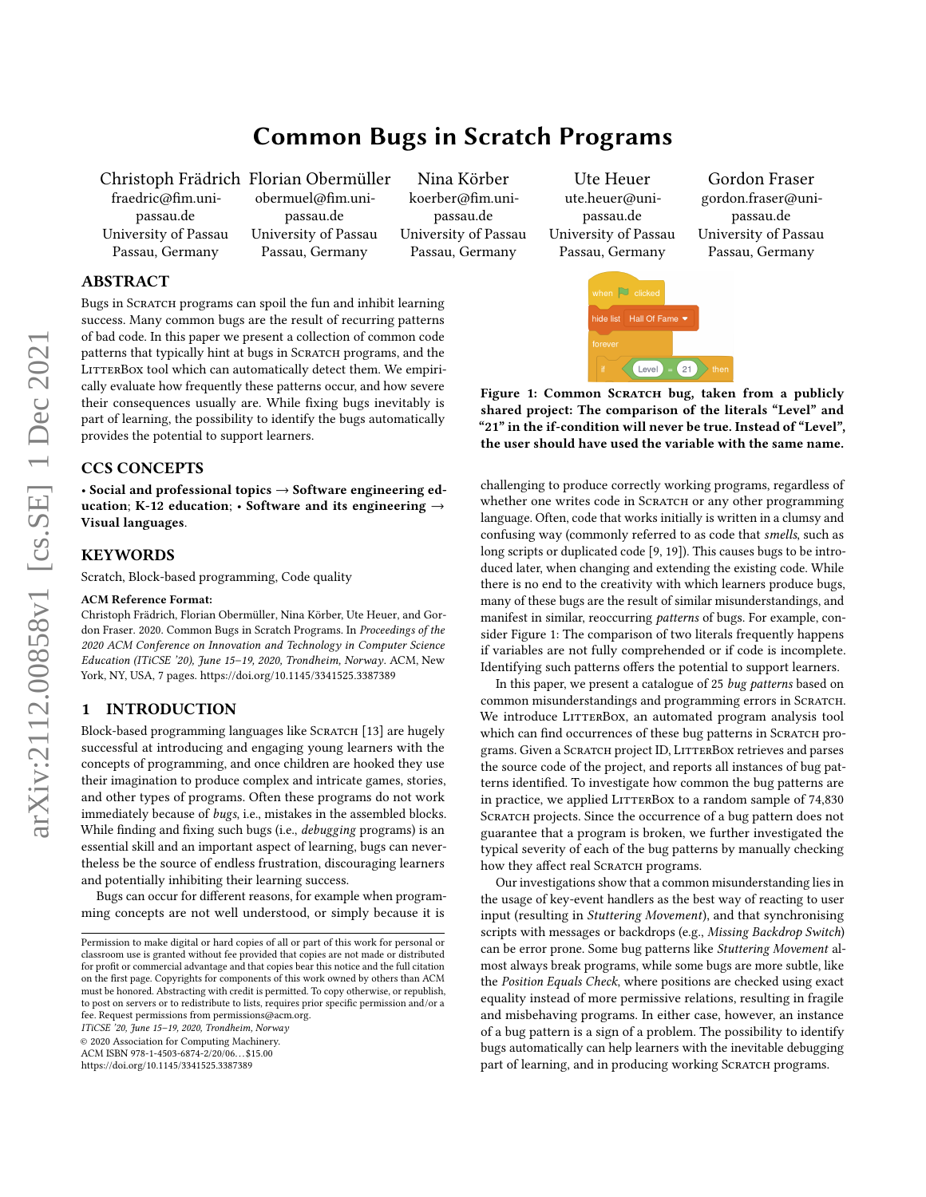# Common Bugs in Scratch Programs

Christoph Frädrich
fraedric@fim.uni-passau.de
University of Passau
Passau, Germany

Florian Obermüller
obermuel@fim.uni-passau.de
University of Passau
Passau, Germany

Nina Körber
koerber@fim.uni-passau.de
University of Passau
Passau, Germany

Ute Heuer
ute.heuer@uni-passau.de
University of Passau
Passau, Germany

Gordon Fraser
gordon.fraser@uni-passau.de
University of Passau
Passau, Germany

## ABSTRACT

Bugs in Scratch programs can spoil the fun and inhibit learning success. Many common bugs are the result of recurring patterns of bad code. In this paper we present a collection of common code patterns that typically hint at bugs in Scratch programs, and the LitterBox tool which can automatically detect them. We empirically evaluate how frequently these patterns occur, and how severe their consequences usually are. While fixing bugs inevitably is part of learning, the possibility to identify the bugs automatically provides the potential to support learners.

## CCS CONCEPTS

• **Social and professional topics** → **Software engineering education**; **K-12 education**; • **Software and its engineering** → **Visual languages**.

## KEYWORDS

Scratch, Block-based programming, Code quality

**ACM Reference Format:**
Christoph Frädrich, Florian Obermüller, Nina Körber, Ute Heuer, and Gordon Fraser. 2020. Common Bugs in Scratch Programs. In *Proceedings of the 2020 ACM Conference on Innovation and Technology in Computer Science Education (ITiCSE '20), June 15–19, 2020, Trondheim, Norway.* ACM, New York, NY, USA, 7 pages. https://doi.org/10.1145/3341525.3387389

**Figure 1: Common Scratch bug, taken from a publicly shared project: The comparison of the literals "Level" and "21" in the if-condition will never be true. Instead of "Level", the user should have used the variable with the same name.**

## 1 INTRODUCTION

Block-based programming languages like Scratch [13] are hugely successful at introducing and engaging young learners with the concepts of programming, and once children are hooked they use their imagination to produce complex and intricate games, stories, and other types of programs. Often these programs do not work immediately because of *bugs*, i.e., mistakes in the assembled blocks. While finding and fixing such bugs (i.e., *debugging* programs) is an essential skill and an important aspect of learning, bugs can nevertheless be the source of endless frustration, discouraging learners and potentially inhibiting their learning success.

Bugs can occur for different reasons, for example when programming concepts are not well understood, or simply because it is challenging to produce correctly working programs, regardless of whether one writes code in Scratch or any other programming language. Often, code that works initially is written in a clumsy and confusing way (commonly referred to as code that *smells*, such as long scripts or duplicated code [9, 19]). This causes bugs to be introduced later, when changing and extending the existing code. While there is no end to the creativity with which learners produce bugs, many of these bugs are the result of similar misunderstandings, and manifest in similar, reoccurring *patterns* of bugs. For example, consider Figure 1: The comparison of two literals frequently happens if variables are not fully comprehended or if code is incomplete. Identifying such patterns offers the potential to support learners.

In this paper, we present a catalogue of 25 *bug patterns* based on common misunderstandings and programming errors in Scratch. We introduce LitterBox, an automated program analysis tool which can find occurrences of these bug patterns in Scratch programs. Given a Scratch project ID, LitterBox retrieves and parses the source code of the project, and reports all instances of bug patterns identified. To investigate how common the bug patterns are in practice, we applied LitterBox to a random sample of 74,830 Scratch projects. Since the occurrence of a bug pattern does not guarantee that a program is broken, we further investigated the typical severity of each of the bug patterns by manually checking how they affect real Scratch programs.

Our investigations show that a common misunderstanding lies in the usage of key-event handlers as the best way of reacting to user input (resulting in *Stuttering Movement*), and that synchronising scripts with messages or backdrops (e.g., *Missing Backdrop Switch*) can be error prone. Some bug patterns like *Stuttering Movement* almost always break programs, while some bugs are more subtle, like the *Position Equals Check*, where positions are checked using exact equality instead of more permissive relations, resulting in fragile and misbehaving programs. In either case, however, an instance of a bug pattern is a sign of a problem. The possibility to identify bugs automatically can help learners with the inevitable debugging part of learning, and in producing working Scratch programs.

Permission to make digital or hard copies of all or part of this work for personal or classroom use is granted without fee provided that copies are not made or distributed for profit or commercial advantage and that copies bear this notice and the full citation on the first page. Copyrights for components of this work owned by others than ACM must be honored. Abstracting with credit is permitted. To copy otherwise, or republish, to post on servers or to redistribute to lists, requires prior specific permission and/or a fee. Request permissions from permissions@acm.org.
*ITiCSE '20, June 15–19, 2020, Trondheim, Norway*
© 2020 Association for Computing Machinery.
ACM ISBN 978-1-4503-6874-2/20/06...$15.00
https://doi.org/10.1145/3341525.3387389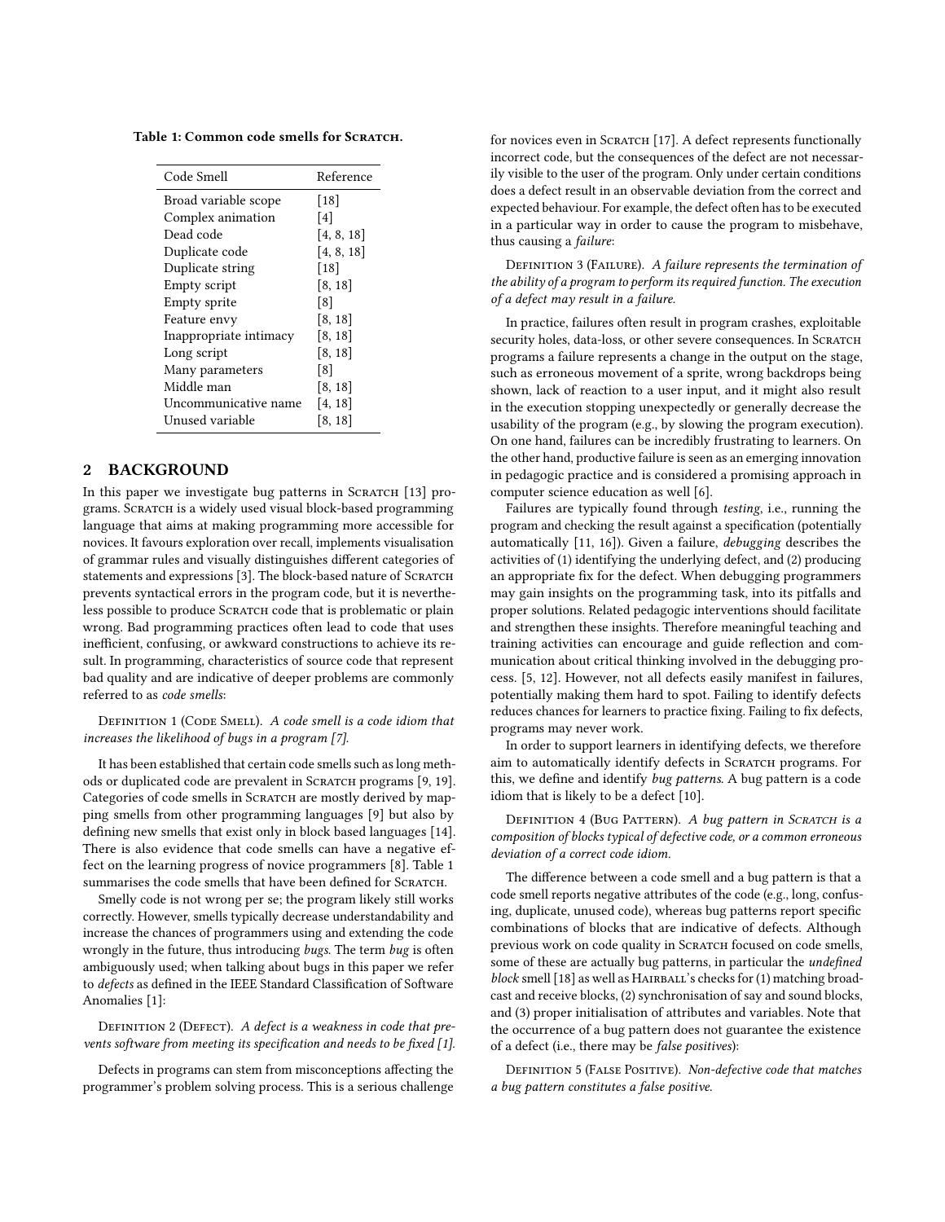**Table 1: Common code smells for Scratch.**

| Code Smell | Reference |
|---|---|
| Broad variable scope | [18] |
| Complex animation | [4] |
| Dead code | [4, 8, 18] |
| Duplicate code | [4, 8, 18] |
| Duplicate string | [18] |
| Empty script | [8, 18] |
| Empty sprite | [8] |
| Feature envy | [8, 18] |
| Inappropriate intimacy | [8, 18] |
| Long script | [8, 18] |
| Many parameters | [8] |
| Middle man | [8, 18] |
| Uncommunicative name | [4, 18] |
| Unused variable | [8, 18] |

## 2 BACKGROUND

In this paper we investigate bug patterns in Scratch [13] programs. Scratch is a widely used visual block-based programming language that aims at making programming more accessible for novices. It favours exploration over recall, implements visualisation of grammar rules and visually distinguishes different categories of statements and expressions [3]. The block-based nature of Scratch prevents syntactical errors in the program code, but it is nevertheless possible to produce Scratch code that is problematic or plain wrong. Bad programming practices often lead to code that uses inefficient, confusing, or awkward constructions to achieve its result. In programming, characteristics of source code that represent bad quality and are indicative of deeper problems are commonly referred to as *code smells*:

Definition 1 (Code Smell). *A code smell is a code idiom that increases the likelihood of bugs in a program [7].*

It has been established that certain code smells such as long methods or duplicated code are prevalent in Scratch programs [9, 19]. Categories of code smells in Scratch are mostly derived by mapping smells from other programming languages [9] but also by defining new smells that exist only in block based languages [14]. There is also evidence that code smells can have a negative effect on the learning progress of novice programmers [8]. Table 1 summarises the code smells that have been defined for Scratch.

Smelly code is not wrong per se; the program likely still works correctly. However, smells typically decrease understandability and increase the chances of programmers using and extending the code wrongly in the future, thus introducing *bugs*. The term *bug* is often ambiguously used; when talking about bugs in this paper we refer to *defects* as defined in the IEEE Standard Classification of Software Anomalies [1]:

Definition 2 (Defect). *A defect is a weakness in code that prevents software from meeting its specification and needs to be fixed [1].*

Defects in programs can stem from misconceptions affecting the programmer's problem solving process. This is a serious challenge for novices even in Scratch [17]. A defect represents functionally incorrect code, but the consequences of the defect are not necessarily visible to the user of the program. Only under certain conditions does a defect result in an observable deviation from the correct and expected behaviour. For example, the defect often has to be executed in a particular way in order to cause the program to misbehave, thus causing a *failure*:

Definition 3 (Failure). *A failure represents the termination of the ability of a program to perform its required function. The execution of a defect may result in a failure.*

In practice, failures often result in program crashes, exploitable security holes, data-loss, or other severe consequences. In Scratch programs a failure represents a change in the output on the stage, such as erroneous movement of a sprite, wrong backdrops being shown, lack of reaction to a user input, and it might also result in the execution stopping unexpectedly or generally decrease the usability of the program (e.g., by slowing the program execution). On one hand, failures can be incredibly frustrating to learners. On the other hand, productive failure is seen as an emerging innovation in pedagogic practice and is considered a promising approach in computer science education as well [6].

Failures are typically found through *testing*, i.e., running the program and checking the result against a specification (potentially automatically [11, 16]). Given a failure, *debugging* describes the activities of (1) identifying the underlying defect, and (2) producing an appropriate fix for the defect. When debugging programmers may gain insights on the programming task, into its pitfalls and proper solutions. Related pedagogic interventions should facilitate and strengthen these insights. Therefore meaningful teaching and training activities can encourage and guide reflection and communication about critical thinking involved in the debugging process. [5, 12]. However, not all defects easily manifest in failures, potentially making them hard to spot. Failing to identify defects reduces chances for learners to practice fixing. Failing to fix defects, programs may never work.

In order to support learners in identifying defects, we therefore aim to automatically identify defects in Scratch programs. For this, we define and identify *bug patterns*. A bug pattern is a code idiom that is likely to be a defect [10].

Definition 4 (Bug Pattern). *A bug pattern in Scratch is a composition of blocks typical of defective code, or a common erroneous deviation of a correct code idiom.*

The difference between a code smell and a bug pattern is that a code smell reports negative attributes of the code (e.g., long, confusing, duplicate, unused code), whereas bug patterns report specific combinations of blocks that are indicative of defects. Although previous work on code quality in Scratch focused on code smells, some of these are actually bug patterns, in particular the *undefined block* smell [18] as well as Hairball's checks for (1) matching broadcast and receive blocks, (2) synchronisation of say and sound blocks, and (3) proper initialisation of attributes and variables. Note that the occurrence of a bug pattern does not guarantee the existence of a defect (i.e., there may be *false positives*):

Definition 5 (False Positive). *Non-defective code that matches a bug pattern constitutes a false positive.*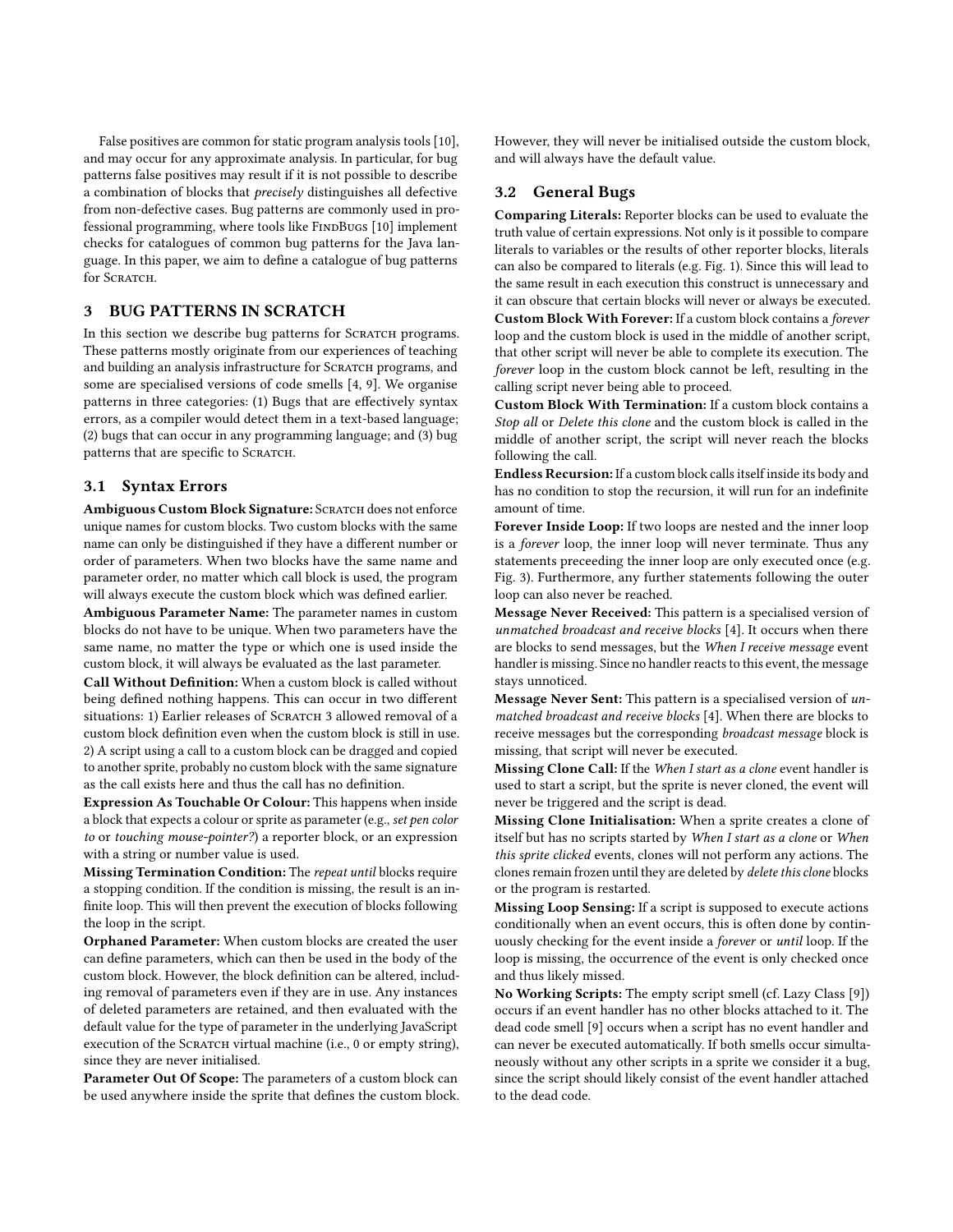False positives are common for static program analysis tools [10], and may occur for any approximate analysis. In particular, for bug patterns false positives may result if it is not possible to describe a combination of blocks that *precisely* distinguishes all defective from non-defective cases. Bug patterns are commonly used in professional programming, where tools like FindBugs [10] implement checks for catalogues of common bug patterns for the Java language. In this paper, we aim to define a catalogue of bug patterns for Scratch.

## 3 BUG PATTERNS IN SCRATCH

In this section we describe bug patterns for Scratch programs. These patterns mostly originate from our experiences of teaching and building an analysis infrastructure for Scratch programs, and some are specialised versions of code smells [4, 9]. We organise patterns in three categories: (1) Bugs that are effectively syntax errors, as a compiler would detect them in a text-based language; (2) bugs that can occur in any programming language; and (3) bug patterns that are specific to Scratch.

### 3.1 Syntax Errors

**Ambiguous Custom Block Signature:** Scratch does not enforce unique names for custom blocks. Two custom blocks with the same name can only be distinguished if they have a different number or order of parameters. When two blocks have the same name and parameter order, no matter which call block is used, the program will always execute the custom block which was defined earlier.

**Ambiguous Parameter Name:** The parameter names in custom blocks do not have to be unique. When two parameters have the same name, no matter the type or which one is used inside the custom block, it will always be evaluated as the last parameter.

**Call Without Definition:** When a custom block is called without being defined nothing happens. This can occur in two different situations: 1) Earlier releases of Scratch 3 allowed removal of a custom block definition even when the custom block is still in use. 2) A script using a call to a custom block can be dragged and copied to another sprite, probably no custom block with the same signature as the call exists here and thus the call has no definition.

**Expression As Touchable Or Colour:** This happens when inside a block that expects a colour or sprite as parameter (e.g., *set pen color to* or *touching mouse-pointer?*) a reporter block, or an expression with a string or number value is used.

**Missing Termination Condition:** The *repeat until* blocks require a stopping condition. If the condition is missing, the result is an infinite loop. This will then prevent the execution of blocks following the loop in the script.

**Orphaned Parameter:** When custom blocks are created the user can define parameters, which can then be used in the body of the custom block. However, the block definition can be altered, including removal of parameters even if they are in use. Any instances of deleted parameters are retained, and then evaluated with the default value for the type of parameter in the underlying JavaScript execution of the Scratch virtual machine (i.e., 0 or empty string), since they are never initialised.

**Parameter Out Of Scope:** The parameters of a custom block can be used anywhere inside the sprite that defines the custom block. However, they will never be initialised outside the custom block, and will always have the default value.

### 3.2 General Bugs

**Comparing Literals:** Reporter blocks can be used to evaluate the truth value of certain expressions. Not only is it possible to compare literals to variables or the results of other reporter blocks, literals can also be compared to literals (e.g. Fig. 1). Since this will lead to the same result in each execution this construct is unnecessary and it can obscure that certain blocks will never or always be executed.

**Custom Block With Forever:** If a custom block contains a *forever* loop and the custom block is used in the middle of another script, that other script will never be able to complete its execution. The *forever* loop in the custom block cannot be left, resulting in the calling script never being able to proceed.

**Custom Block With Termination:** If a custom block contains a *Stop all* or *Delete this clone* and the custom block is called in the middle of another script, the script will never reach the blocks following the call.

**Endless Recursion:** If a custom block calls itself inside its body and has no condition to stop the recursion, it will run for an indefinite amount of time.

**Forever Inside Loop:** If two loops are nested and the inner loop is a *forever* loop, the inner loop will never terminate. Thus any statements preceeding the inner loop are only executed once (e.g. Fig. 3). Furthermore, any further statements following the outer loop can also never be reached.

**Message Never Received:** This pattern is a specialised version of *unmatched broadcast and receive blocks* [4]. It occurs when there are blocks to send messages, but the *When I receive message* event handler is missing. Since no handler reacts to this event, the message stays unnoticed.

**Message Never Sent:** This pattern is a specialised version of *unmatched broadcast and receive blocks* [4]. When there are blocks to receive messages but the corresponding *broadcast message* block is missing, that script will never be executed.

**Missing Clone Call:** If the *When I start as a clone* event handler is used to start a script, but the sprite is never cloned, the event will never be triggered and the script is dead.

**Missing Clone Initialisation:** When a sprite creates a clone of itself but has no scripts started by *When I start as a clone* or *When this sprite clicked* events, clones will not perform any actions. The clones remain frozen until they are deleted by *delete this clone* blocks or the program is restarted.

**Missing Loop Sensing:** If a script is supposed to execute actions conditionally when an event occurs, this is often done by continuously checking for the event inside a *forever* or *until* loop. If the loop is missing, the occurrence of the event is only checked once and thus likely missed.

**No Working Scripts:** The empty script smell (cf. Lazy Class [9]) occurs if an event handler has no other blocks attached to it. The dead code smell [9] occurs when a script has no event handler and can never be executed automatically. If both smells occur simultaneously without any other scripts in a sprite we consider it a bug, since the script should likely consist of the event handler attached to the dead code.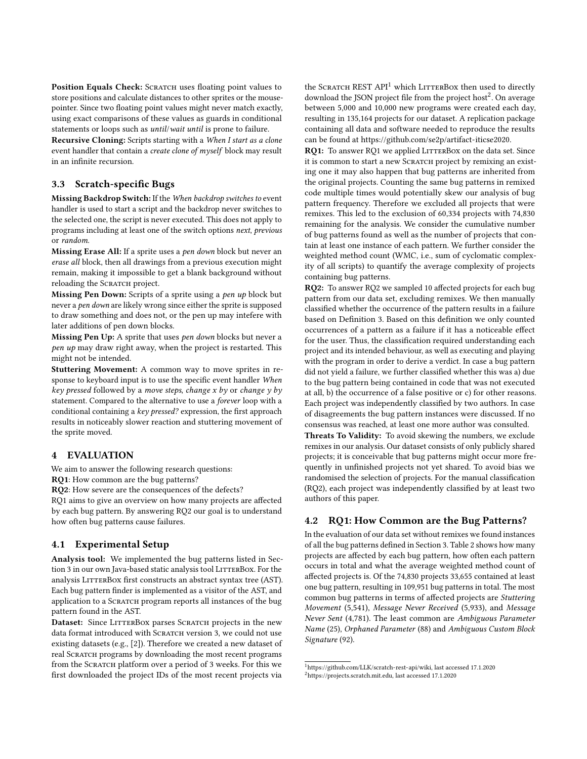**Position Equals Check:** Scratch uses floating point values to store positions and calculate distances to other sprites or the mouse-pointer. Since two floating point values might never match exactly, using exact comparisons of these values as guards in conditional statements or loops such as *until*/*wait until* is prone to failure.

**Recursive Cloning:** Scripts starting with a *When I start as a clone* event handler that contain a *create clone of myself* block may result in an infinite recursion.

### 3.3 Scratch-specific Bugs

**Missing Backdrop Switch:** If the *When backdrop switches to* event handler is used to start a script and the backdrop never switches to the selected one, the script is never executed. This does not apply to programs including at least one of the switch options *next*, *previous* or *random*.

**Missing Erase All:** If a sprite uses a *pen down* block but never an *erase all* block, then all drawings from a previous execution might remain, making it impossible to get a blank background without reloading the Scratch project.

**Missing Pen Down:** Scripts of a sprite using a *pen up* block but never a *pen down* are likely wrong since either the sprite is supposed to draw something and does not, or the pen up may intefere with later additions of pen down blocks.

**Missing Pen Up:** A sprite that uses *pen down* blocks but never a *pen up* may draw right away, when the project is restarted. This might not be intended.

**Stuttering Movement:** A common way to move sprites in response to keyboard input is to use the specific event handler *When key pressed* followed by a *move steps*, *change x by* or *change y by* statement. Compared to the alternative to use a *forever* loop with a conditional containing a *key pressed?* expression, the first approach results in noticeably slower reaction and stuttering movement of the sprite moved.

## 4 EVALUATION

We aim to answer the following research questions:

**RQ1**: How common are the bug patterns?

**RQ2**: How severe are the consequences of the defects?

RQ1 aims to give an overview on how many projects are affected by each bug pattern. By answering RQ2 our goal is to understand how often bug patterns cause failures.

### 4.1 Experimental Setup

**Analysis tool:** We implemented the bug patterns listed in Section 3 in our own Java-based static analysis tool LitterBox. For the analysis LitterBox first constructs an abstract syntax tree (AST). Each bug pattern finder is implemented as a visitor of the AST, and application to a Scratch program reports all instances of the bug pattern found in the AST.

**Dataset:** Since LitterBox parses Scratch projects in the new data format introduced with Scratch version 3, we could not use existing datasets (e.g., [2]). Therefore we created a new dataset of real Scratch programs by downloading the most recent programs from the Scratch platform over a period of 3 weeks. For this we first downloaded the project IDs of the most recent projects via the Scratch REST API[1] which LitterBox then used to directly download the JSON project file from the project host[2]. On average between 5,000 and 10,000 new programs were created each day, resulting in 135,164 projects for our dataset. A replication package containing all data and software needed to reproduce the results can be found at https://github.com/se2p/artifact-iticse2020.

**RQ1:** To answer RQ1 we applied LitterBox on the data set. Since it is common to start a new Scratch project by remixing an existing one it may also happen that bug patterns are inherited from the original projects. Counting the same bug patterns in remixed code multiple times would potentially skew our analysis of bug pattern frequency. Therefore we excluded all projects that were remixes. This led to the exclusion of 60,334 projects with 74,830 remaining for the analysis. We consider the cumulative number of bug patterns found as well as the number of projects that contain at least one instance of each pattern. We further consider the weighted method count (WMC, i.e., sum of cyclomatic complexity of all scripts) to quantify the average complexity of projects containing bug patterns.

**RQ2:** To answer RQ2 we sampled 10 affected projects for each bug pattern from our data set, excluding remixes. We then manually classified whether the occurrence of the pattern results in a failure based on Definition 3. Based on this definition we only counted occurrences of a pattern as a failure if it has a noticeable effect for the user. Thus, the classification required understanding each project and its intended behaviour, as well as executing and playing with the program in order to derive a verdict. In case a bug pattern did not yield a failure, we further classified whether this was a) due to the bug pattern being contained in code that was not executed at all, b) the occurrence of a false positive or c) for other reasons. Each project was independently classified by two authors. In case of disagreements the bug pattern instances were discussed. If no consensus was reached, at least one more author was consulted.

**Threats To Validity:** To avoid skewing the numbers, we exclude remixes in our analysis. Our dataset consists of only publicly shared projects; it is conceivable that bug patterns might occur more frequently in unfinished projects not yet shared. To avoid bias we randomised the selection of projects. For the manual classification (RQ2), each project was independently classified by at least two authors of this paper.

### 4.2 RQ1: How Common are the Bug Patterns?

In the evaluation of our data set without remixes we found instances of all the bug patterns defined in Section 3. Table 2 shows how many projects are affected by each bug pattern, how often each pattern occurs in total and what the average weighted method count of affected projects is. Of the 74,830 projects 33,655 contained at least one bug pattern, resulting in 109,951 bug patterns in total. The most common bug patterns in terms of affected projects are *Stuttering Movement* (5,541), *Message Never Received* (5,933), and *Message Never Sent* (4,781). The least common are *Ambiguous Parameter Name* (25), *Orphaned Parameter* (88) and *Ambiguous Custom Block Signature* (92).

[1]https://github.com/LLK/scratch-rest-api/wiki, last accessed 17.1.2020

[2]https://projects.scratch.mit.edu, last accessed 17.1.2020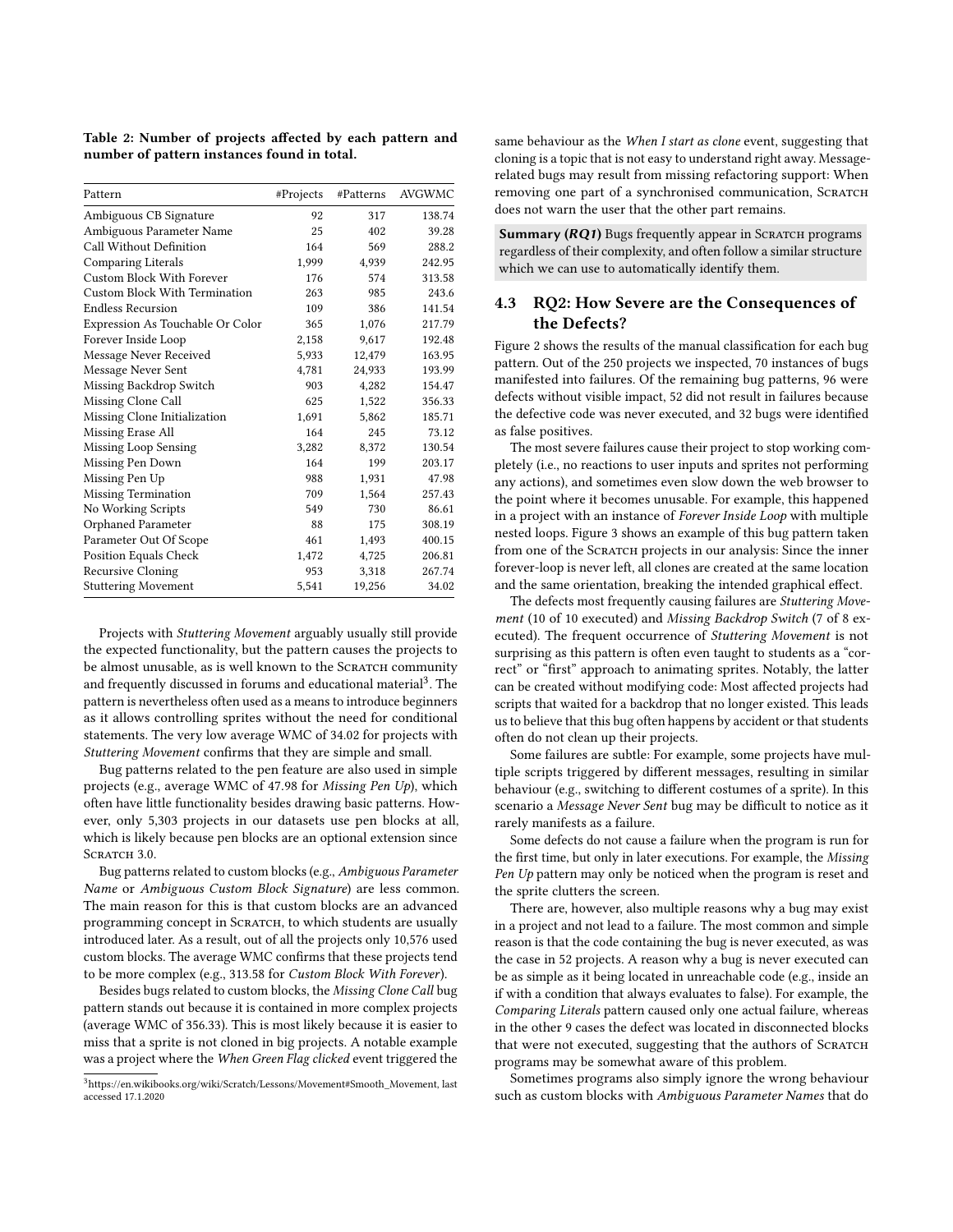**Table 2: Number of projects affected by each pattern and number of pattern instances found in total.**

| Pattern | #Projects | #Patterns | AVGWMC |
| --- | --- | --- | --- |
| Ambiguous CB Signature | 92 | 317 | 138.74 |
| Ambiguous Parameter Name | 25 | 402 | 39.28 |
| Call Without Definition | 164 | 569 | 288.2 |
| Comparing Literals | 1,999 | 4,939 | 242.95 |
| Custom Block With Forever | 176 | 574 | 313.58 |
| Custom Block With Termination | 263 | 985 | 243.6 |
| Endless Recursion | 109 | 386 | 141.54 |
| Expression As Touchable Or Color | 365 | 1,076 | 217.79 |
| Forever Inside Loop | 2,158 | 9,617 | 192.48 |
| Message Never Received | 5,933 | 12,479 | 163.95 |
| Message Never Sent | 4,781 | 24,933 | 193.99 |
| Missing Backdrop Switch | 903 | 4,282 | 154.47 |
| Missing Clone Call | 625 | 1,522 | 356.33 |
| Missing Clone Initialization | 1,691 | 5,862 | 185.71 |
| Missing Erase All | 164 | 245 | 73.12 |
| Missing Loop Sensing | 3,282 | 8,372 | 130.54 |
| Missing Pen Down | 164 | 199 | 203.17 |
| Missing Pen Up | 988 | 1,931 | 47.98 |
| Missing Termination | 709 | 1,564 | 257.43 |
| No Working Scripts | 549 | 730 | 86.61 |
| Orphaned Parameter | 88 | 175 | 308.19 |
| Parameter Out Of Scope | 461 | 1,493 | 400.15 |
| Position Equals Check | 1,472 | 4,725 | 206.81 |
| Recursive Cloning | 953 | 3,318 | 267.74 |
| Stuttering Movement | 5,541 | 19,256 | 34.02 |

Projects with *Stuttering Movement* arguably usually still provide the expected functionality, but the pattern causes the projects to be almost unusable, as is well known to the Scratch community and frequently discussed in forums and educational material[3]. The pattern is nevertheless often used as a means to introduce beginners as it allows controlling sprites without the need for conditional statements. The very low average WMC of 34.02 for projects with *Stuttering Movement* confirms that they are simple and small.

Bug patterns related to the pen feature are also used in simple projects (e.g., average WMC of 47.98 for *Missing Pen Up*), which often have little functionality besides drawing basic patterns. However, only 5,303 projects in our datasets use pen blocks at all, which is likely because pen blocks are an optional extension since Scratch 3.0.

Bug patterns related to custom blocks (e.g., *Ambiguous Parameter Name* or *Ambiguous Custom Block Signature*) are less common. The main reason for this is that custom blocks are an advanced programming concept in Scratch, to which students are usually introduced later. As a result, out of all the projects only 10,576 used custom blocks. The average WMC confirms that these projects tend to be more complex (e.g., 313.58 for *Custom Block With Forever*).

Besides bugs related to custom blocks, the *Missing Clone Call* bug pattern stands out because it is contained in more complex projects (average WMC of 356.33). This is most likely because it is easier to miss that a sprite is not cloned in big projects. A notable example was a project where the *When Green Flag clicked* event triggered the same behaviour as the *When I start as clone* event, suggesting that cloning is a topic that is not easy to understand right away. Message-related bugs may result from missing refactoring support: When removing one part of a synchronised communication, Scratch does not warn the user that the other part remains.

**Summary (*RQ1*)** Bugs frequently appear in Scratch programs regardless of their complexity, and often follow a similar structure which we can use to automatically identify them.

### 4.3 RQ2: How Severe are the Consequences of the Defects?

Figure 2 shows the results of the manual classification for each bug pattern. Out of the 250 projects we inspected, 70 instances of bugs manifested into failures. Of the remaining bug patterns, 96 were defects without visible impact, 52 did not result in failures because the defective code was never executed, and 32 bugs were identified as false positives.

The most severe failures cause their project to stop working completely (i.e., no reactions to user inputs and sprites not performing any actions), and sometimes even slow down the web browser to the point where it becomes unusable. For example, this happened in a project with an instance of *Forever Inside Loop* with multiple nested loops. Figure 3 shows an example of this bug pattern taken from one of the Scratch projects in our analysis: Since the inner forever-loop is never left, all clones are created at the same location and the same orientation, breaking the intended graphical effect.

The defects most frequently causing failures are *Stuttering Movement* (10 of 10 executed) and *Missing Backdrop Switch* (7 of 8 executed). The frequent occurrence of *Stuttering Movement* is not surprising as this pattern is often even taught to students as a "correct" or "first" approach to animating sprites. Notably, the latter can be created without modifying code: Most affected projects had scripts that waited for a backdrop that no longer existed. This leads us to believe that this bug often happens by accident or that students often do not clean up their projects.

Some failures are subtle: For example, some projects have multiple scripts triggered by different messages, resulting in similar behaviour (e.g., switching to different costumes of a sprite). In this scenario a *Message Never Sent* bug may be difficult to notice as it rarely manifests as a failure.

Some defects do not cause a failure when the program is run for the first time, but only in later executions. For example, the *Missing Pen Up* pattern may only be noticed when the program is reset and the sprite clutters the screen.

There are, however, also multiple reasons why a bug may exist in a project and not lead to a failure. The most common and simple reason is that the code containing the bug is never executed, as was the case in 52 projects. A reason why a bug is never executed can be as simple as it being located in unreachable code (e.g., inside an if with a condition that always evaluates to false). For example, the *Comparing Literals* pattern caused only one actual failure, whereas in the other 9 cases the defect was located in disconnected blocks that were not executed, suggesting that the authors of Scratch programs may be somewhat aware of this problem.

Sometimes programs also simply ignore the wrong behaviour such as custom blocks with *Ambiguous Parameter Names* that do

[3] https://en.wikibooks.org/wiki/Scratch/Lessons/Movement#Smooth_Movement, last accessed 17.1.2020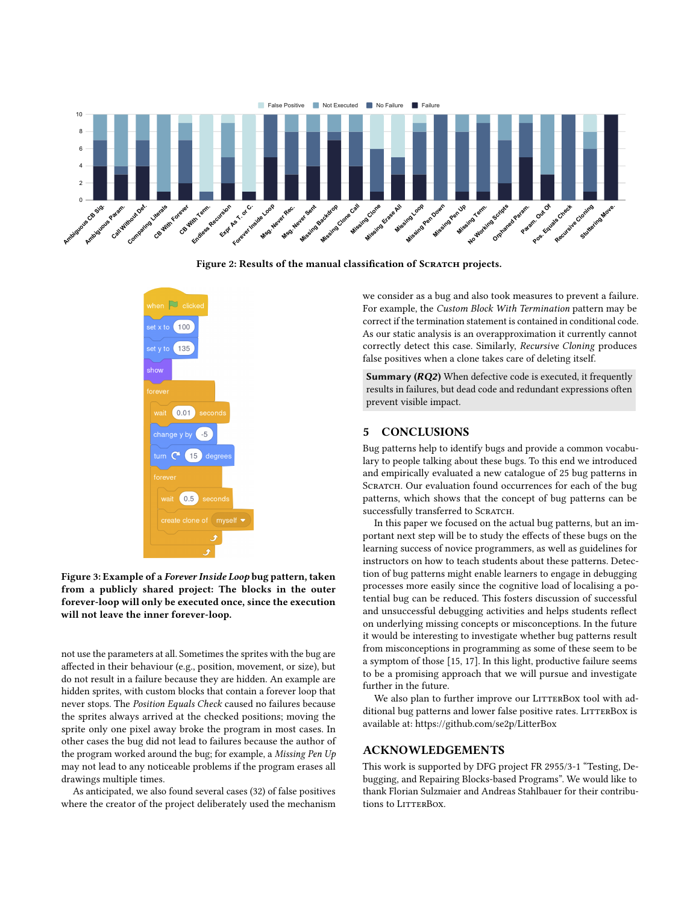Figure 2: Results of the manual classification of Scratch projects.

Figure 3: Example of a *Forever Inside Loop* bug pattern, taken from a publicly shared project: The blocks in the outer forever-loop will only be executed once, since the execution will not leave the inner forever-loop.

not use the parameters at all. Sometimes the sprites with the bug are affected in their behaviour (e.g., position, movement, or size), but do not result in a failure because they are hidden. An example are hidden sprites, with custom blocks that contain a forever loop that never stops. The *Position Equals Check* caused no failures because the sprites always arrived at the checked positions; moving the sprite only one pixel away broke the program in most cases. In other cases the bug did not lead to failures because the author of the program worked around the bug; for example, a *Missing Pen Up* may not lead to any noticeable problems if the program erases all drawings multiple times.

As anticipated, we also found several cases (32) of false positives where the creator of the project deliberately used the mechanism we consider as a bug and also took measures to prevent a failure. For example, the *Custom Block With Termination* pattern may be correct if the termination statement is contained in conditional code. As our static analysis is an overapproximation it currently cannot correctly detect this case. Similarly, *Recursive Cloning* produces false positives when a clone takes care of deleting itself.

**Summary (*RQ2*)** When defective code is executed, it frequently results in failures, but dead code and redundant expressions often prevent visible impact.

## 5 CONCLUSIONS

Bug patterns help to identify bugs and provide a common vocabulary to people talking about these bugs. To this end we introduced and empirically evaluated a new catalogue of 25 bug patterns in Scratch. Our evaluation found occurrences for each of the bug patterns, which shows that the concept of bug patterns can be successfully transferred to Scratch.

In this paper we focused on the actual bug patterns, but an important next step will be to study the effects of these bugs on the learning success of novice programmers, as well as guidelines for instructors on how to teach students about these patterns. Detection of bug patterns might enable learners to engage in debugging processes more easily since the cognitive load of localising a potential bug can be reduced. This fosters discussion of successful and unsuccessful debugging activities and helps students reflect on underlying missing concepts or misconceptions. In the future it would be interesting to investigate whether bug patterns result from misconceptions in programming as some of these seem to be a symptom of those [15, 17]. In this light, productive failure seems to be a promising approach that we will pursue and investigate further in the future.

We also plan to further improve our LitterBox tool with additional bug patterns and lower false positive rates. LitterBox is available at: https://github.com/se2p/LitterBox

## ACKNOWLEDGEMENTS

This work is supported by DFG project FR 2955/3-1 "Testing, Debugging, and Repairing Blocks-based Programs". We would like to thank Florian Sulzmaier and Andreas Stahlbauer for their contributions to LitterBox.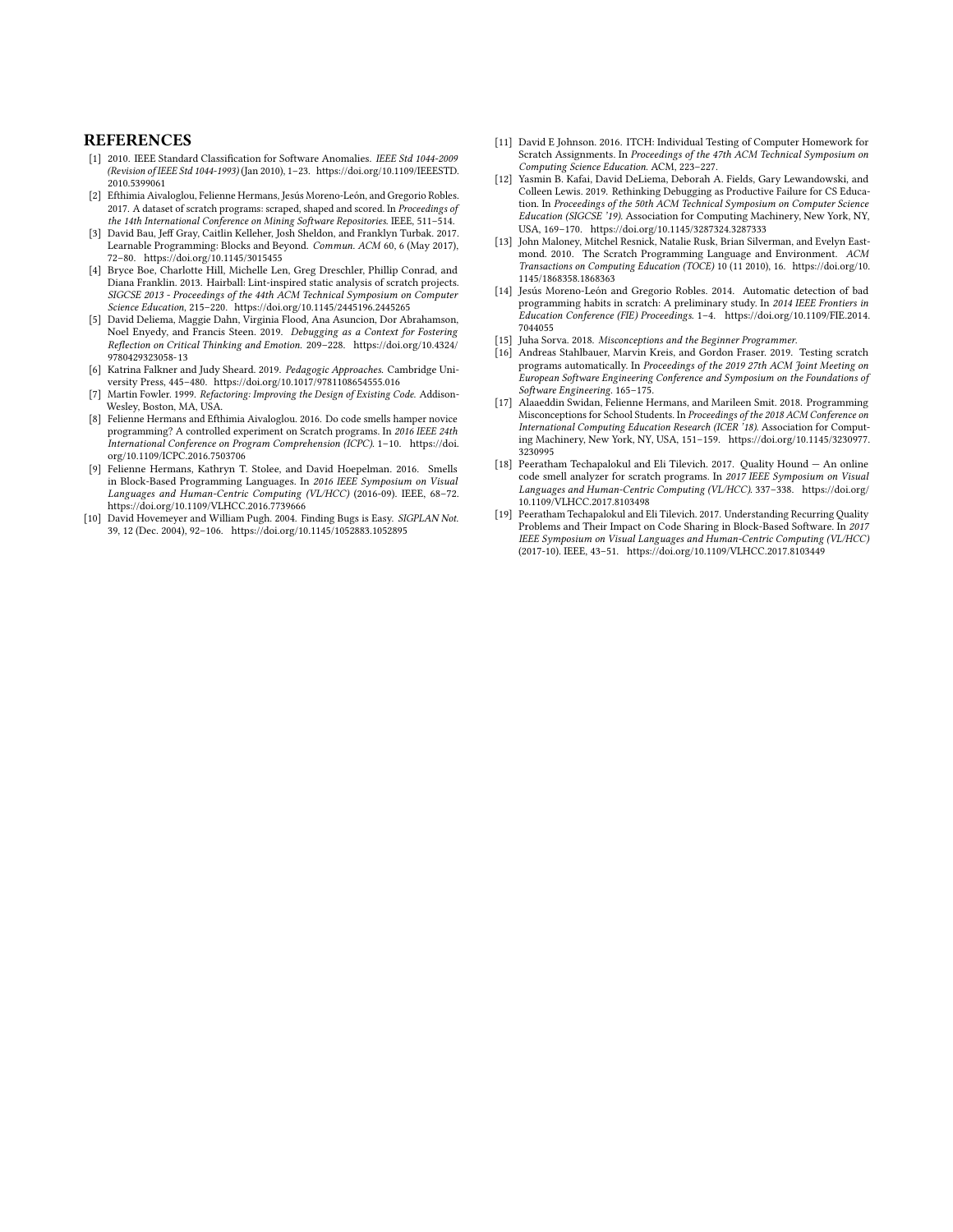## REFERENCES

[1] 2010. IEEE Standard Classification for Software Anomalies. *IEEE Std 1044-2009 (Revision of IEEE Std 1044-1993)* (Jan 2010), 1–23. https://doi.org/10.1109/IEEESTD.2010.5399061

[2] Efthimia Aivaloglou, Felienne Hermans, Jesús Moreno-León, and Gregorio Robles. 2017. A dataset of scratch programs: scraped, shaped and scored. In *Proceedings of the 14th International Conference on Mining Software Repositories*. IEEE, 511–514.

[3] David Bau, Jeff Gray, Caitlin Kelleher, Josh Sheldon, and Franklyn Turbak. 2017. Learnable Programming: Blocks and Beyond. *Commun. ACM* 60, 6 (May 2017), 72–80. https://doi.org/10.1145/3015455

[4] Bryce Boe, Charlotte Hill, Michelle Len, Greg Dreschler, Phillip Conrad, and Diana Franklin. 2013. Hairball: Lint-inspired static analysis of scratch projects. *SIGCSE 2013 - Proceedings of the 44th ACM Technical Symposium on Computer Science Education*, 215–220. https://doi.org/10.1145/2445196.2445265

[5] David Deliema, Maggie Dahn, Virginia Flood, Ana Asuncion, Dor Abrahamson, Noel Enyedy, and Francis Steen. 2019. *Debugging as a Context for Fostering Reflection on Critical Thinking and Emotion.* 209–228. https://doi.org/10.4324/9780429323058-13

[6] Katrina Falkner and Judy Sheard. 2019. *Pedagogic Approaches.* Cambridge University Press, 445–480. https://doi.org/10.1017/9781108654555.016

[7] Martin Fowler. 1999. *Refactoring: Improving the Design of Existing Code.* Addison-Wesley, Boston, MA, USA.

[8] Felienne Hermans and Efthimia Aivaloglou. 2016. Do code smells hamper novice programming? A controlled experiment on Scratch programs. In *2016 IEEE 24th International Conference on Program Comprehension (ICPC)*. 1–10. https://doi.org/10.1109/ICPC.2016.7503706

[9] Felienne Hermans, Kathryn T. Stolee, and David Hoepelman. 2016. Smells in Block-Based Programming Languages. In *2016 IEEE Symposium on Visual Languages and Human-Centric Computing (VL/HCC)* (2016-09). IEEE, 68–72. https://doi.org/10.1109/VLHCC.2016.7739666

[10] David Hovemeyer and William Pugh. 2004. Finding Bugs is Easy. *SIGPLAN Not.* 39, 12 (Dec. 2004), 92–106. https://doi.org/10.1145/1052883.1052895

[11] David E Johnson. 2016. ITCH: Individual Testing of Computer Homework for Scratch Assignments. In *Proceedings of the 47th ACM Technical Symposium on Computing Science Education*. ACM, 223–227.

[12] Yasmin B. Kafai, David DeLiema, Deborah A. Fields, Gary Lewandowski, and Colleen Lewis. 2019. Rethinking Debugging as Productive Failure for CS Education. In *Proceedings of the 50th ACM Technical Symposium on Computer Science Education (SIGCSE '19)*. Association for Computing Machinery, New York, NY, USA, 169–170. https://doi.org/10.1145/3287324.3287333

[13] John Maloney, Mitchel Resnick, Natalie Rusk, Brian Silverman, and Evelyn Eastmond. 2010. The Scratch Programming Language and Environment. *ACM Transactions on Computing Education (TOCE)* 10 (11 2010), 16. https://doi.org/10.1145/1868358.1868363

[14] Jesús Moreno-León and Gregorio Robles. 2014. Automatic detection of bad programming habits in scratch: A preliminary study. In *2014 IEEE Frontiers in Education Conference (FIE) Proceedings*. 1–4. https://doi.org/10.1109/FIE.2014.7044055

[15] Juha Sorva. 2018. *Misconceptions and the Beginner Programmer.*

[16] Andreas Stahlbauer, Marvin Kreis, and Gordon Fraser. 2019. Testing scratch programs automatically. In *Proceedings of the 2019 27th ACM Joint Meeting on European Software Engineering Conference and Symposium on the Foundations of Software Engineering*. 165–175.

[17] Alaaeddin Swidan, Felienne Hermans, and Marileen Smit. 2018. Programming Misconceptions for School Students. In *Proceedings of the 2018 ACM Conference on International Computing Education Research (ICER '18)*. Association for Computing Machinery, New York, NY, USA, 151–159. https://doi.org/10.1145/3230977.3230995

[18] Peeratham Techapalokul and Eli Tilevich. 2017. Quality Hound — An online code smell analyzer for scratch programs. In *2017 IEEE Symposium on Visual Languages and Human-Centric Computing (VL/HCC)*. 337–338. https://doi.org/10.1109/VLHCC.2017.8103498

[19] Peeratham Techapalokul and Eli Tilevich. 2017. Understanding Recurring Quality Problems and Their Impact on Code Sharing in Block-Based Software. In *2017 IEEE Symposium on Visual Languages and Human-Centric Computing (VL/HCC)* (2017-10). IEEE, 43–51. https://doi.org/10.1109/VLHCC.2017.8103449